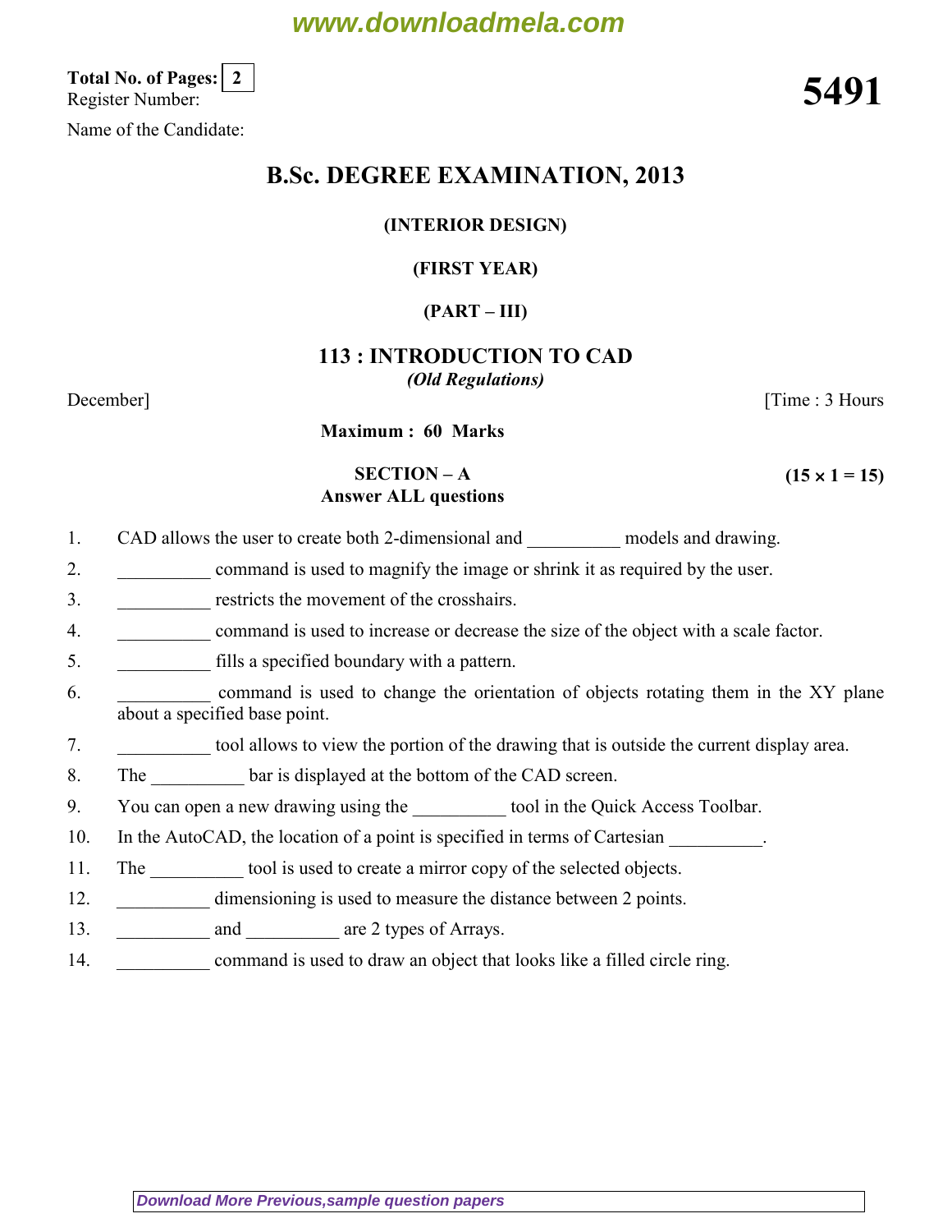**Total No. of Pages: 2**

Register Number:

Name of the Candidate:

**5491**

# B.Sc. DEGREE EXAMINATION, 2013

**(INTERIOR DESIGN)**

**(FIRST YEAR)**

**(PART – III)**

## 113 : INTRODUCTION TO CAD

***(Old Regulations)***

December] [Time : 3 Hours

**Maximum : 60 Marks**

**SECTION – A** **(15 × 1 = 15)**

**Answer ALL questions**

1. CAD allows the user to create both 2-dimensional and __________ models and drawing.
2. __________ command is used to magnify the image or shrink it as required by the user.
3. __________ restricts the movement of the crosshairs.
4. __________ command is used to increase or decrease the size of the object with a scale factor.
5. __________ fills a specified boundary with a pattern.
6. __________ command is used to change the orientation of objects rotating them in the XY plane about a specified base point.
7. __________ tool allows to view the portion of the drawing that is outside the current display area.
8. The __________ bar is displayed at the bottom of the CAD screen.
9. You can open a new drawing using the __________ tool in the Quick Access Toolbar.
10. In the AutoCAD, the location of a point is specified in terms of Cartesian __________.
11. The __________ tool is used to create a mirror copy of the selected objects.
12. __________ dimensioning is used to measure the distance between 2 points.
13. __________ and __________ are 2 types of Arrays.
14. __________ command is used to draw an object that looks like a filled circle ring.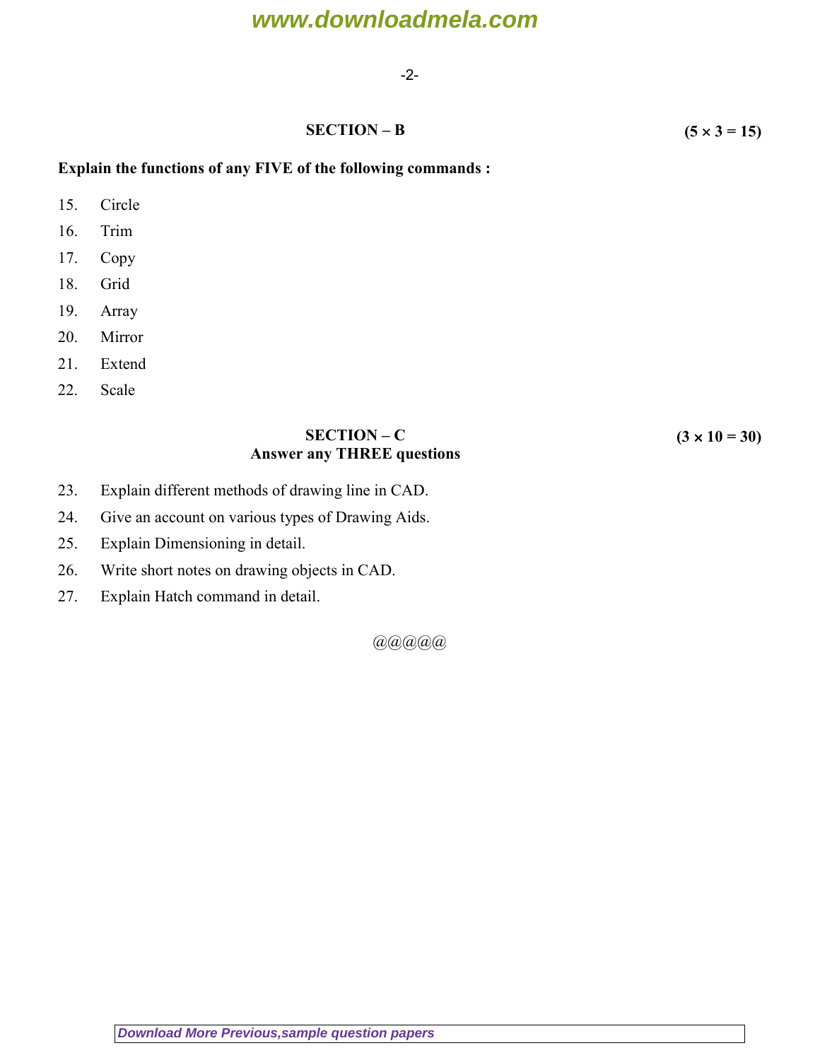## SECTION – B (5 × 3 = 15)

**Explain the functions of any FIVE of the following commands :**

15. Circle
16. Trim
17. Copy
18. Grid
19. Array
20. Mirror
21. Extend
22. Scale

## SECTION – C (3 × 10 = 30)

**Answer any THREE questions**

23. Explain different methods of drawing line in CAD.
24. Give an account on various types of Drawing Aids.
25. Explain Dimensioning in detail.
26. Write short notes on drawing objects in CAD.
27. Explain Hatch command in detail.

@@@@@